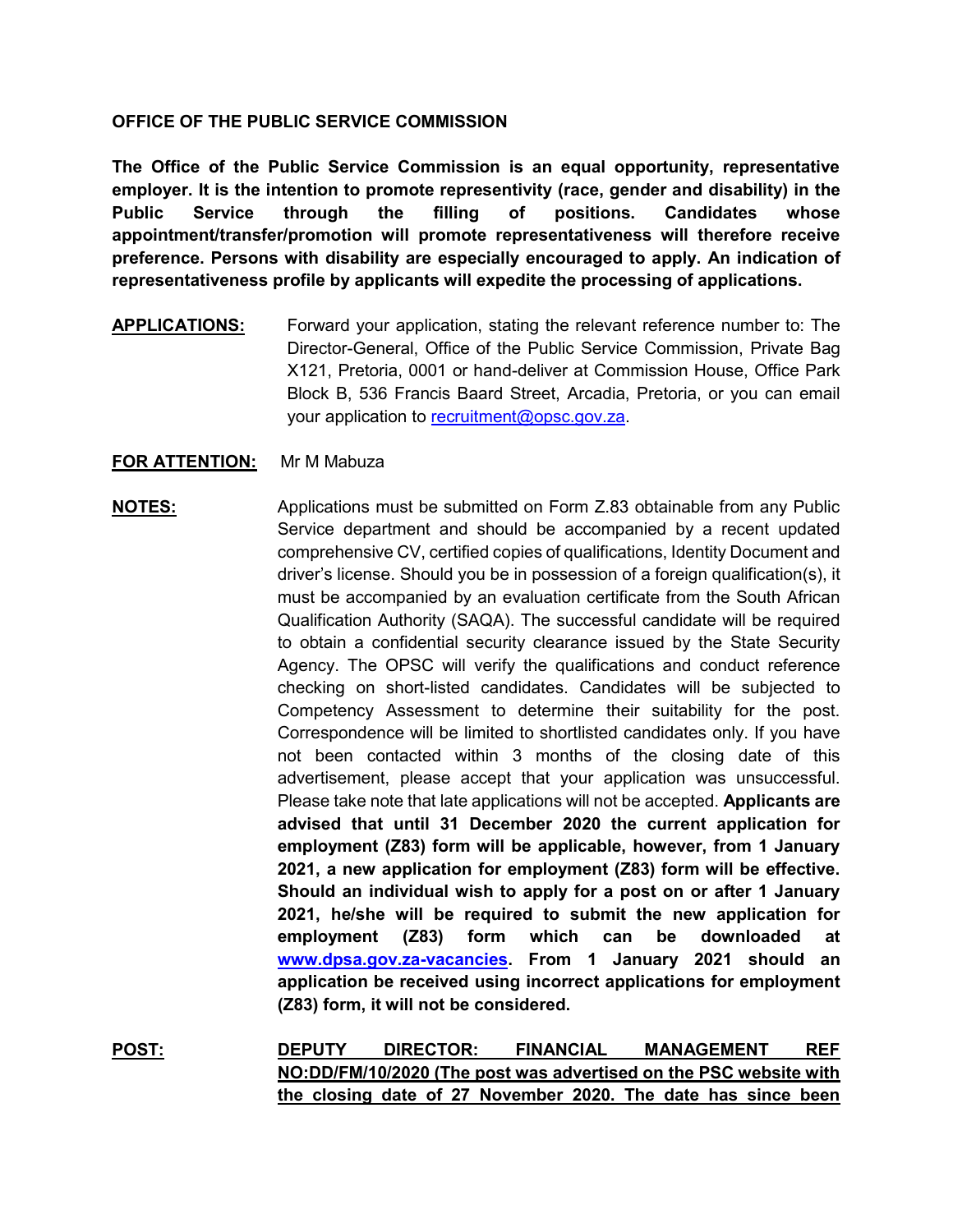**OFFICE OF THE PUBLIC SERVICE COMMISSION**

**The Office of the Public Service Commission is an equal opportunity, representative employer. It is the intention to promote representivity (race, gender and disability) in the Public Service through the filling of positions. Candidates whose appointment/transfer/promotion will promote representativeness will therefore receive preference. Persons with disability are especially encouraged to apply. An indication of representativeness profile by applicants will expedite the processing of applications.**

**APPLICATIONS:** Forward your application, stating the relevant reference number to: The Director-General, Office of the Public Service Commission, Private Bag X121, Pretoria, 0001 or hand-deliver at Commission House, Office Park Block B, 536 Francis Baard Street, Arcadia, Pretoria, or you can email your application to recruitment@opsc.gov.za.

**FOR ATTENTION:** Mr M Mabuza

**NOTES:** Applications must be submitted on Form Z.83 obtainable from any Public Service department and should be accompanied by a recent updated comprehensive CV, certified copies of qualifications, Identity Document and driver's license. Should you be in possession of a foreign qualification(s), it must be accompanied by an evaluation certificate from the South African Qualification Authority (SAQA). The successful candidate will be required to obtain a confidential security clearance issued by the State Security Agency. The OPSC will verify the qualifications and conduct reference checking on short-listed candidates. Candidates will be subjected to Competency Assessment to determine their suitability for the post. Correspondence will be limited to shortlisted candidates only. If you have not been contacted within 3 months of the closing date of this advertisement, please accept that your application was unsuccessful. Please take note that late applications will not be accepted. **Applicants are advised that until 31 December 2020 the current application for employment (Z83) form will be applicable, however, from 1 January 2021, a new application for employment (Z83) form will be effective. Should an individual wish to apply for a post on or after 1 January 2021, he/she will be required to submit the new application for employment (Z83) form which can be downloaded at www.dpsa.gov.za-vacancies. From 1 January 2021 should an application be received using incorrect applications for employment (Z83) form, it will not be considered.**

**POST:** **DEPUTY DIRECTOR: FINANCIAL MANAGEMENT REF NO:DD/FM/10/2020 (The post was advertised on the PSC website with the closing date of 27 November 2020. The date has since been**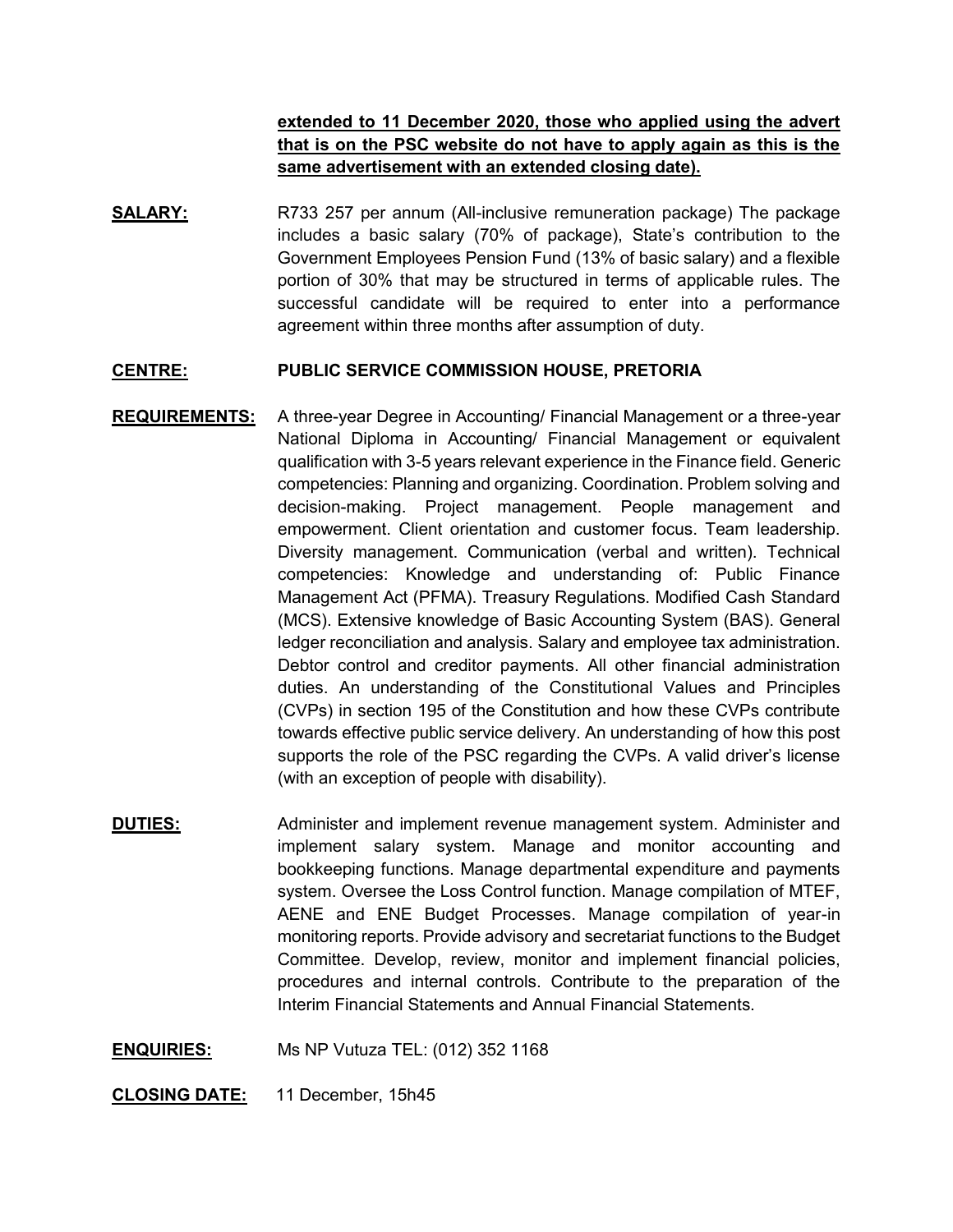**extended to 11 December 2020, those who applied using the advert that is on the PSC website do not have to apply again as this is the same advertisement with an extended closing date).**

**SALARY:** R733 257 per annum (All-inclusive remuneration package) The package includes a basic salary (70% of package), State's contribution to the Government Employees Pension Fund (13% of basic salary) and a flexible portion of 30% that may be structured in terms of applicable rules. The successful candidate will be required to enter into a performance agreement within three months after assumption of duty.

**CENTRE:** **PUBLIC SERVICE COMMISSION HOUSE, PRETORIA**

**REQUIREMENTS:** A three-year Degree in Accounting/ Financial Management or a three-year National Diploma in Accounting/ Financial Management or equivalent qualification with 3-5 years relevant experience in the Finance field. Generic competencies: Planning and organizing. Coordination. Problem solving and decision-making. Project management. People management and empowerment. Client orientation and customer focus. Team leadership. Diversity management. Communication (verbal and written). Technical competencies: Knowledge and understanding of: Public Finance Management Act (PFMA). Treasury Regulations. Modified Cash Standard (MCS). Extensive knowledge of Basic Accounting System (BAS). General ledger reconciliation and analysis. Salary and employee tax administration. Debtor control and creditor payments. All other financial administration duties. An understanding of the Constitutional Values and Principles (CVPs) in section 195 of the Constitution and how these CVPs contribute towards effective public service delivery. An understanding of how this post supports the role of the PSC regarding the CVPs. A valid driver's license (with an exception of people with disability).

**DUTIES:** Administer and implement revenue management system. Administer and implement salary system. Manage and monitor accounting and bookkeeping functions. Manage departmental expenditure and payments system. Oversee the Loss Control function. Manage compilation of MTEF, AENE and ENE Budget Processes. Manage compilation of year-in monitoring reports. Provide advisory and secretariat functions to the Budget Committee. Develop, review, monitor and implement financial policies, procedures and internal controls. Contribute to the preparation of the Interim Financial Statements and Annual Financial Statements.

**ENQUIRIES:** Ms NP Vutuza TEL: (012) 352 1168

**CLOSING DATE:** 11 December, 15h45